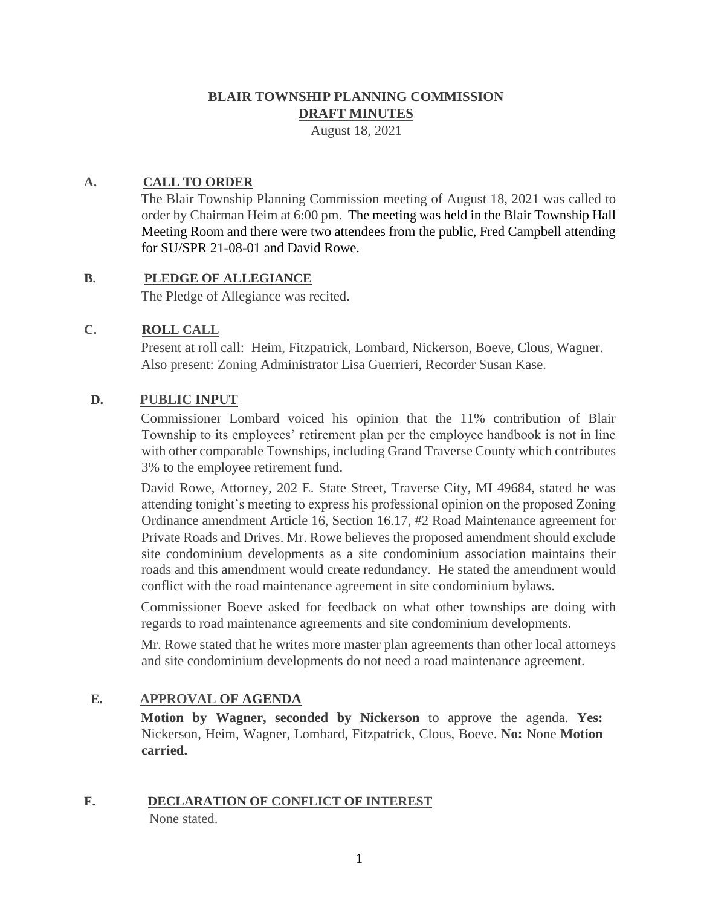# BLAIR TOWNSHIP PLANNING COMMISSION
## DRAFT MINUTES
August 18, 2021

### A. CALL TO ORDER

The Blair Township Planning Commission meeting of August 18, 2021 was called to order by Chairman Heim at 6:00 pm. The meeting was held in the Blair Township Hall Meeting Room and there were two attendees from the public, Fred Campbell attending for SU/SPR 21-08-01 and David Rowe.

### B. PLEDGE OF ALLEGIANCE

The Pledge of Allegiance was recited.

### C. ROLL CALL

Present at roll call: Heim, Fitzpatrick, Lombard, Nickerson, Boeve, Clous, Wagner. Also present: Zoning Administrator Lisa Guerrieri, Recorder Susan Kase.

### D. PUBLIC INPUT

Commissioner Lombard voiced his opinion that the 11% contribution of Blair Township to its employees' retirement plan per the employee handbook is not in line with other comparable Townships, including Grand Traverse County which contributes 3% to the employee retirement fund.

David Rowe, Attorney, 202 E. State Street, Traverse City, MI 49684, stated he was attending tonight's meeting to express his professional opinion on the proposed Zoning Ordinance amendment Article 16, Section 16.17, #2 Road Maintenance agreement for Private Roads and Drives. Mr. Rowe believes the proposed amendment should exclude site condominium developments as a site condominium association maintains their roads and this amendment would create redundancy. He stated the amendment would conflict with the road maintenance agreement in site condominium bylaws.

Commissioner Boeve asked for feedback on what other townships are doing with regards to road maintenance agreements and site condominium developments.

Mr. Rowe stated that he writes more master plan agreements than other local attorneys and site condominium developments do not need a road maintenance agreement.

### E. APPROVAL OF AGENDA

**Motion by Wagner, seconded by Nickerson** to approve the agenda. **Yes:** Nickerson, Heim, Wagner, Lombard, Fitzpatrick, Clous, Boeve. **No:** None **Motion carried.**

### F. DECLARATION OF CONFLICT OF INTEREST

None stated.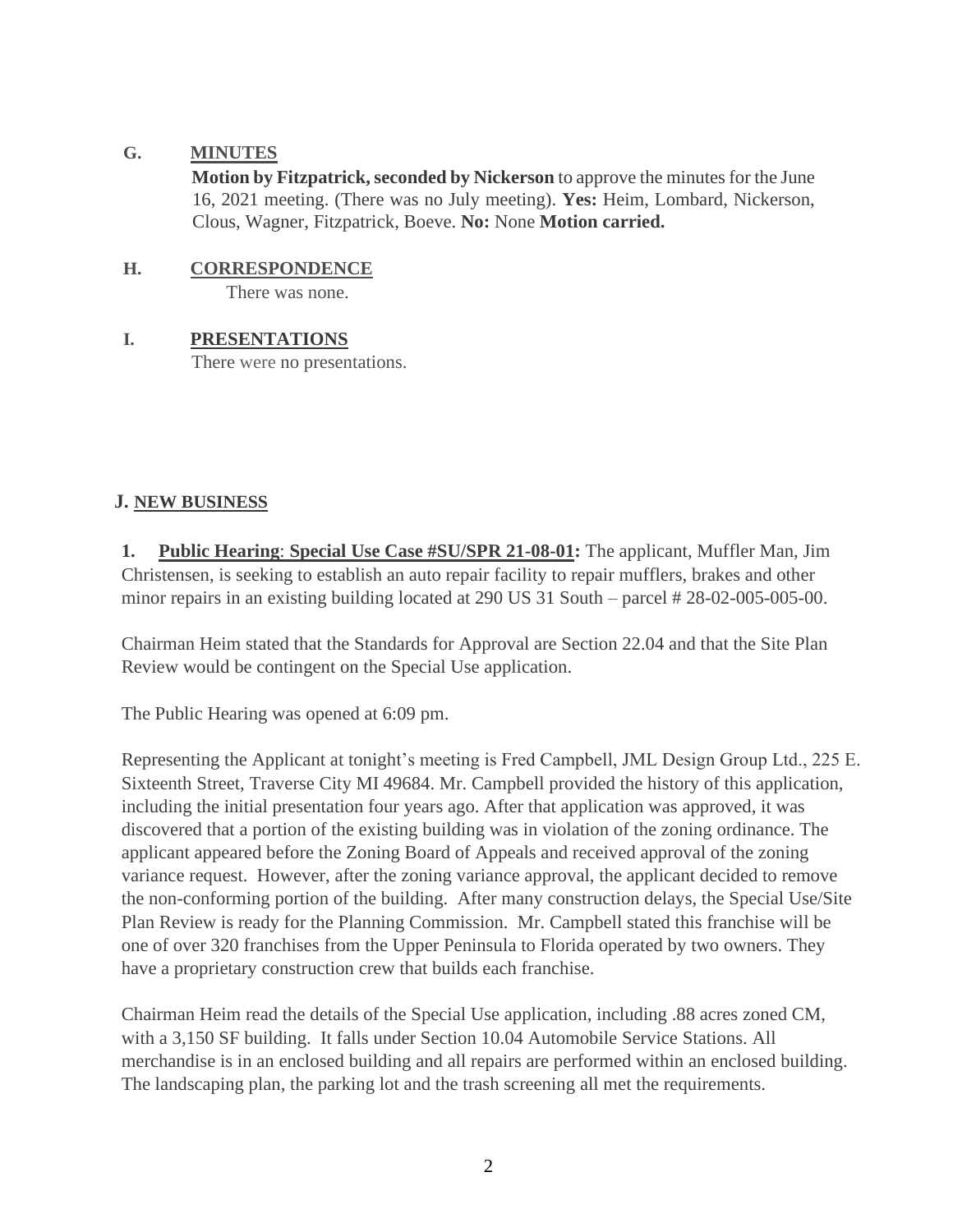## G. MINUTES

**Motion by Fitzpatrick, seconded by Nickerson** to approve the minutes for the June 16, 2021 meeting. (There was no July meeting). **Yes:** Heim, Lombard, Nickerson, Clous, Wagner, Fitzpatrick, Boeve. **No:** None **Motion carried.**

## H. CORRESPONDENCE

There was none.

## I. PRESENTATIONS

There were no presentations.

## J. NEW BUSINESS

**1. Public Hearing: Special Use Case #SU/SPR 21-08-01:** The applicant, Muffler Man, Jim Christensen, is seeking to establish an auto repair facility to repair mufflers, brakes and other minor repairs in an existing building located at 290 US 31 South – parcel # 28-02-005-005-00.

Chairman Heim stated that the Standards for Approval are Section 22.04 and that the Site Plan Review would be contingent on the Special Use application.

The Public Hearing was opened at 6:09 pm.

Representing the Applicant at tonight's meeting is Fred Campbell, JML Design Group Ltd., 225 E. Sixteenth Street, Traverse City MI 49684. Mr. Campbell provided the history of this application, including the initial presentation four years ago. After that application was approved, it was discovered that a portion of the existing building was in violation of the zoning ordinance. The applicant appeared before the Zoning Board of Appeals and received approval of the zoning variance request. However, after the zoning variance approval, the applicant decided to remove the non-conforming portion of the building. After many construction delays, the Special Use/Site Plan Review is ready for the Planning Commission. Mr. Campbell stated this franchise will be one of over 320 franchises from the Upper Peninsula to Florida operated by two owners. They have a proprietary construction crew that builds each franchise.

Chairman Heim read the details of the Special Use application, including .88 acres zoned CM, with a 3,150 SF building. It falls under Section 10.04 Automobile Service Stations. All merchandise is in an enclosed building and all repairs are performed within an enclosed building. The landscaping plan, the parking lot and the trash screening all met the requirements.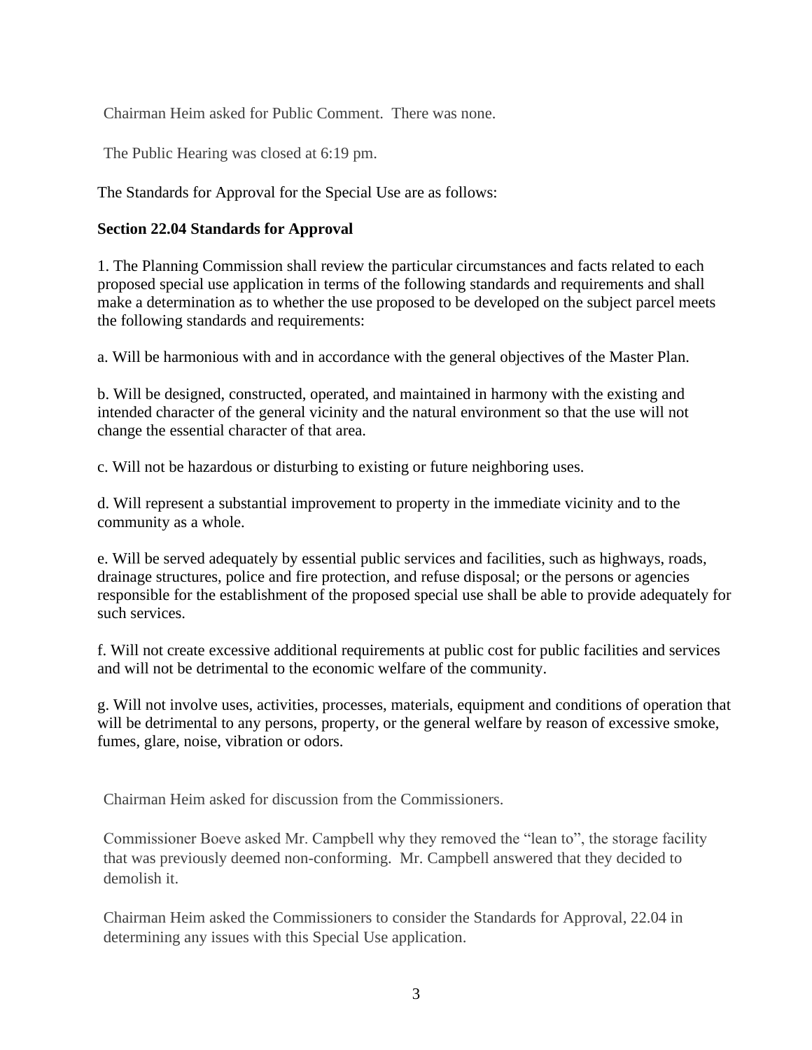Chairman Heim asked for Public Comment. There was none.

The Public Hearing was closed at 6:19 pm.

The Standards for Approval for the Special Use are as follows:

**Section 22.04 Standards for Approval**

1. The Planning Commission shall review the particular circumstances and facts related to each proposed special use application in terms of the following standards and requirements and shall make a determination as to whether the use proposed to be developed on the subject parcel meets the following standards and requirements:

a. Will be harmonious with and in accordance with the general objectives of the Master Plan.

b. Will be designed, constructed, operated, and maintained in harmony with the existing and intended character of the general vicinity and the natural environment so that the use will not change the essential character of that area.

c. Will not be hazardous or disturbing to existing or future neighboring uses.

d. Will represent a substantial improvement to property in the immediate vicinity and to the community as a whole.

e. Will be served adequately by essential public services and facilities, such as highways, roads, drainage structures, police and fire protection, and refuse disposal; or the persons or agencies responsible for the establishment of the proposed special use shall be able to provide adequately for such services.

f. Will not create excessive additional requirements at public cost for public facilities and services and will not be detrimental to the economic welfare of the community.

g. Will not involve uses, activities, processes, materials, equipment and conditions of operation that will be detrimental to any persons, property, or the general welfare by reason of excessive smoke, fumes, glare, noise, vibration or odors.

Chairman Heim asked for discussion from the Commissioners.

Commissioner Boeve asked Mr. Campbell why they removed the "lean to", the storage facility that was previously deemed non-conforming. Mr. Campbell answered that they decided to demolish it.

Chairman Heim asked the Commissioners to consider the Standards for Approval, 22.04 in determining any issues with this Special Use application.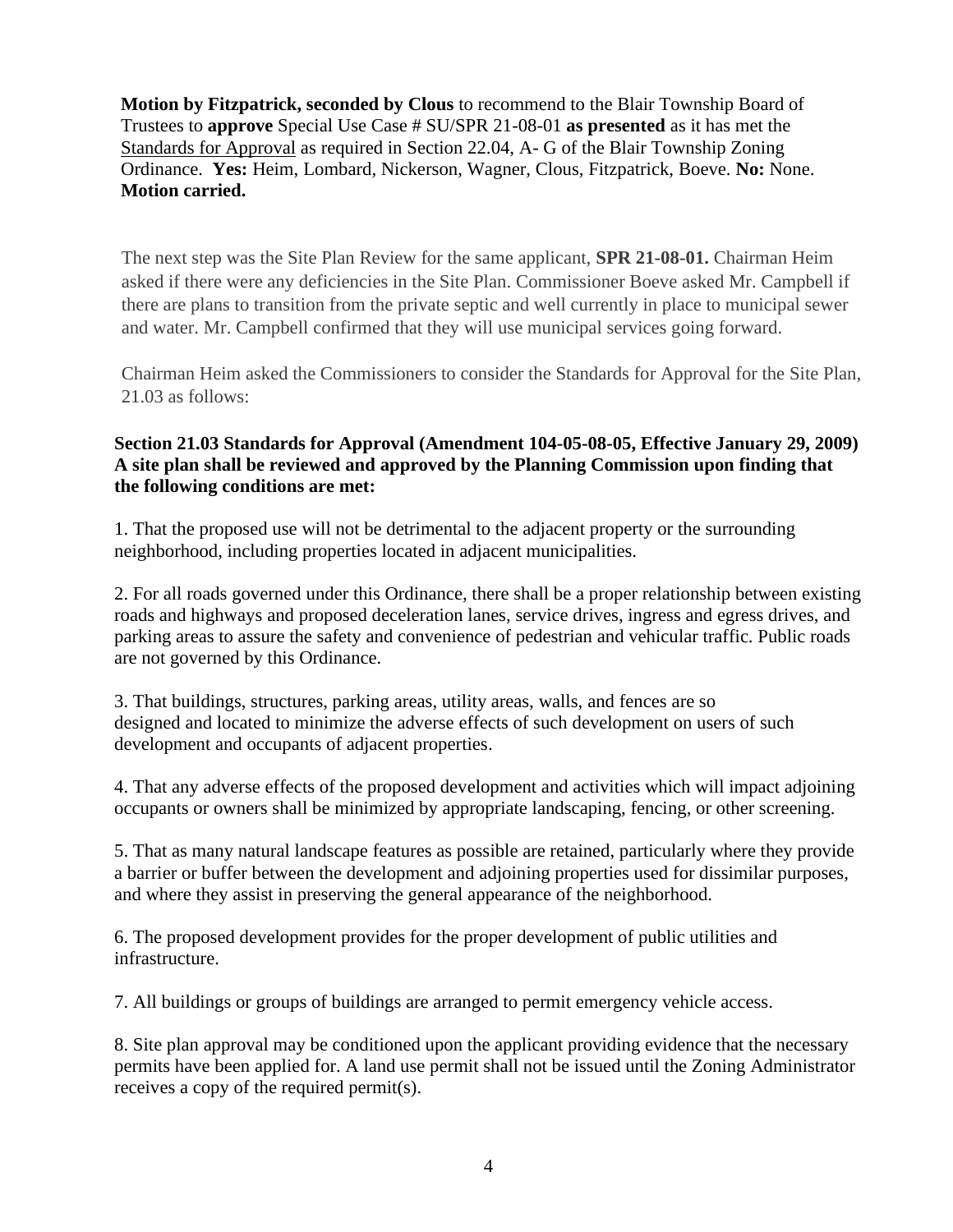**Motion by Fitzpatrick, seconded by Clous** to recommend to the Blair Township Board of Trustees to **approve** Special Use Case # SU/SPR 21-08-01 **as presented** as it has met the Standards for Approval as required in Section 22.04, A- G of the Blair Township Zoning Ordinance. **Yes:** Heim, Lombard, Nickerson, Wagner, Clous, Fitzpatrick, Boeve. **No:** None. **Motion carried.**

The next step was the Site Plan Review for the same applicant, **SPR 21-08-01.** Chairman Heim asked if there were any deficiencies in the Site Plan. Commissioner Boeve asked Mr. Campbell if there are plans to transition from the private septic and well currently in place to municipal sewer and water. Mr. Campbell confirmed that they will use municipal services going forward.

Chairman Heim asked the Commissioners to consider the Standards for Approval for the Site Plan, 21.03 as follows:

**Section 21.03 Standards for Approval (Amendment 104-05-08-05, Effective January 29, 2009) A site plan shall be reviewed and approved by the Planning Commission upon finding that the following conditions are met:**

1. That the proposed use will not be detrimental to the adjacent property or the surrounding neighborhood, including properties located in adjacent municipalities.

2. For all roads governed under this Ordinance, there shall be a proper relationship between existing roads and highways and proposed deceleration lanes, service drives, ingress and egress drives, and parking areas to assure the safety and convenience of pedestrian and vehicular traffic. Public roads are not governed by this Ordinance.

3. That buildings, structures, parking areas, utility areas, walls, and fences are so designed and located to minimize the adverse effects of such development on users of such development and occupants of adjacent properties.

4. That any adverse effects of the proposed development and activities which will impact adjoining occupants or owners shall be minimized by appropriate landscaping, fencing, or other screening.

5. That as many natural landscape features as possible are retained, particularly where they provide a barrier or buffer between the development and adjoining properties used for dissimilar purposes, and where they assist in preserving the general appearance of the neighborhood.

6. The proposed development provides for the proper development of public utilities and infrastructure.

7. All buildings or groups of buildings are arranged to permit emergency vehicle access.

8. Site plan approval may be conditioned upon the applicant providing evidence that the necessary permits have been applied for. A land use permit shall not be issued until the Zoning Administrator receives a copy of the required permit(s).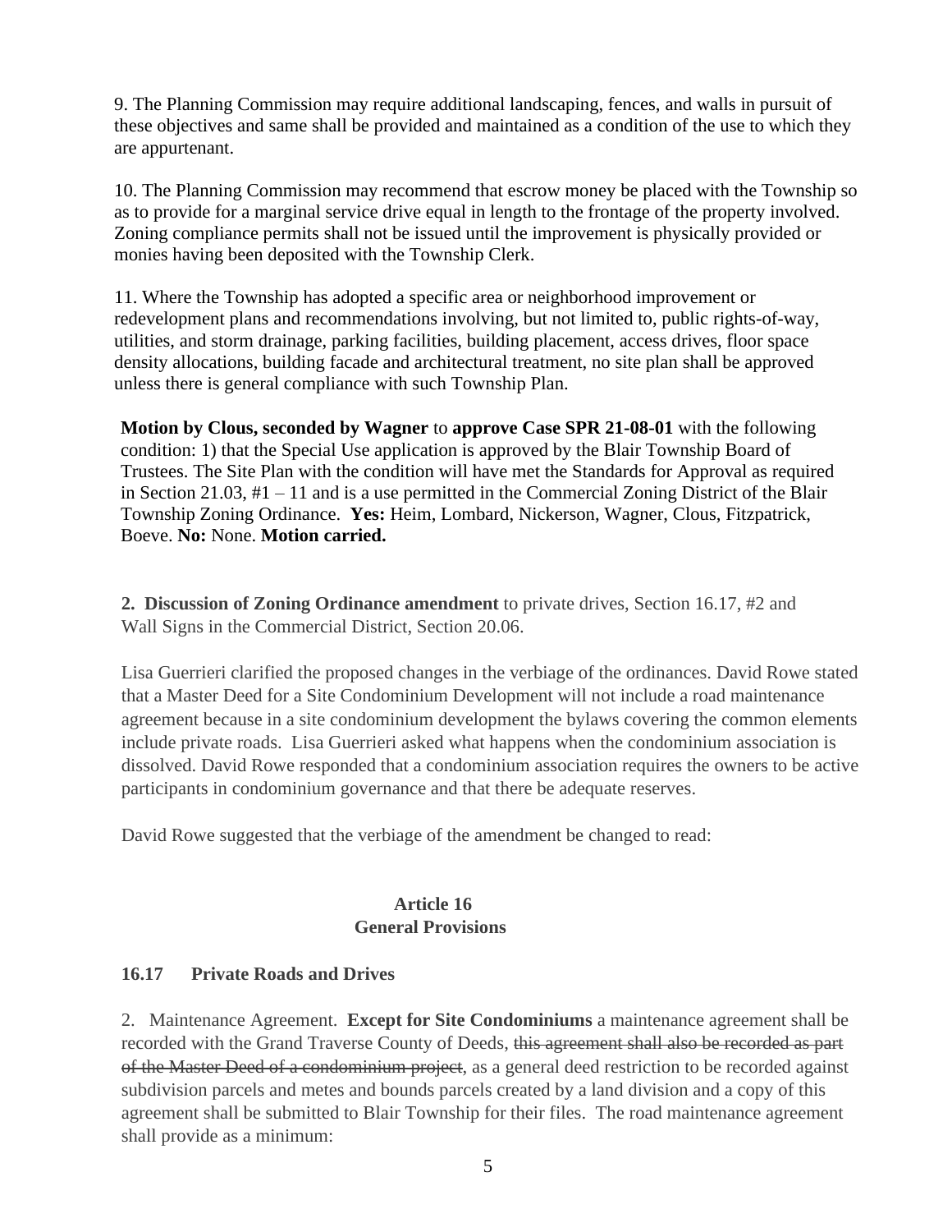9. The Planning Commission may require additional landscaping, fences, and walls in pursuit of these objectives and same shall be provided and maintained as a condition of the use to which they are appurtenant.

10. The Planning Commission may recommend that escrow money be placed with the Township so as to provide for a marginal service drive equal in length to the frontage of the property involved. Zoning compliance permits shall not be issued until the improvement is physically provided or monies having been deposited with the Township Clerk.

11. Where the Township has adopted a specific area or neighborhood improvement or redevelopment plans and recommendations involving, but not limited to, public rights-of-way, utilities, and storm drainage, parking facilities, building placement, access drives, floor space density allocations, building facade and architectural treatment, no site plan shall be approved unless there is general compliance with such Township Plan.

**Motion by Clous, seconded by Wagner** to **approve Case SPR 21-08-01** with the following condition: 1) that the Special Use application is approved by the Blair Township Board of Trustees. The Site Plan with the condition will have met the Standards for Approval as required in Section 21.03, #1 – 11 and is a use permitted in the Commercial Zoning District of the Blair Township Zoning Ordinance. **Yes:** Heim, Lombard, Nickerson, Wagner, Clous, Fitzpatrick, Boeve. **No:** None. **Motion carried.**

**2. Discussion of Zoning Ordinance amendment** to private drives, Section 16.17, #2 and Wall Signs in the Commercial District, Section 20.06.

Lisa Guerrieri clarified the proposed changes in the verbiage of the ordinances. David Rowe stated that a Master Deed for a Site Condominium Development will not include a road maintenance agreement because in a site condominium development the bylaws covering the common elements include private roads. Lisa Guerrieri asked what happens when the condominium association is dissolved. David Rowe responded that a condominium association requires the owners to be active participants in condominium governance and that there be adequate reserves.

David Rowe suggested that the verbiage of the amendment be changed to read:

**Article 16**
**General Provisions**

**16.17 Private Roads and Drives**

2. Maintenance Agreement. **Except for Site Condominiums** a maintenance agreement shall be recorded with the Grand Traverse County of Deeds, ~~this agreement shall also be recorded as part of the Master Deed of a condominium project~~, as a general deed restriction to be recorded against subdivision parcels and metes and bounds parcels created by a land division and a copy of this agreement shall be submitted to Blair Township for their files. The road maintenance agreement shall provide as a minimum: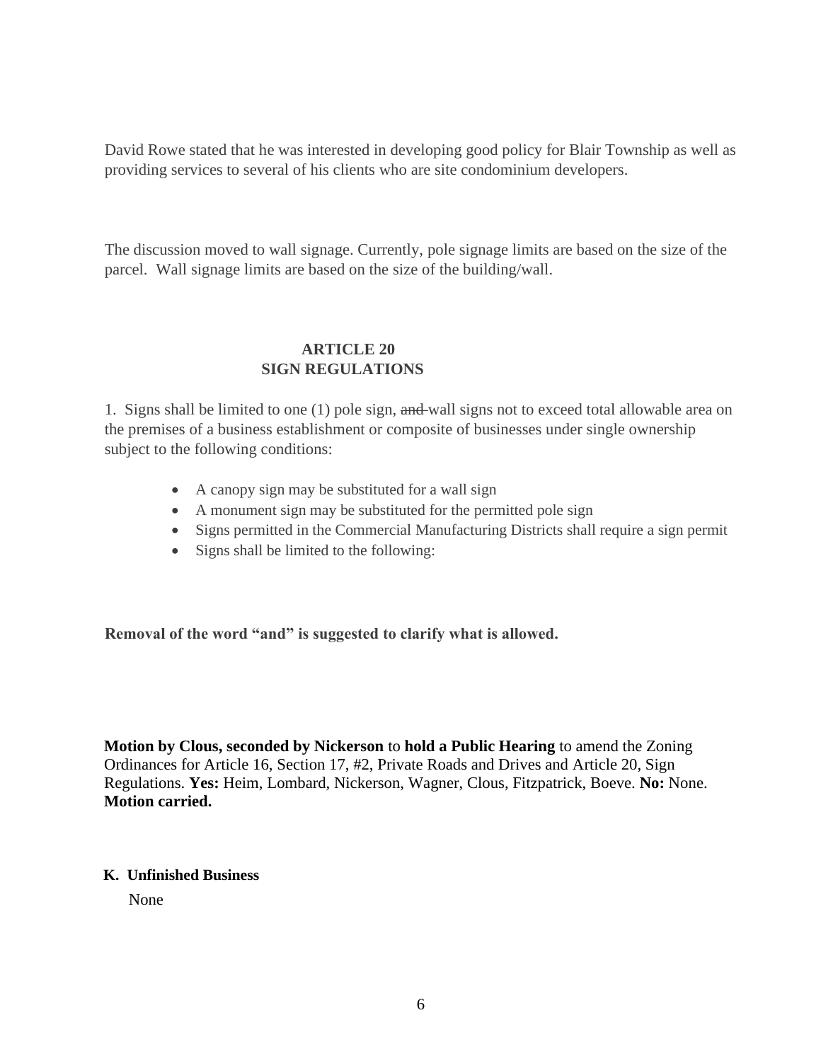David Rowe stated that he was interested in developing good policy for Blair Township as well as providing services to several of his clients who are site condominium developers.

The discussion moved to wall signage. Currently, pole signage limits are based on the size of the parcel. Wall signage limits are based on the size of the building/wall.

**ARTICLE 20**
**SIGN REGULATIONS**

1. Signs shall be limited to one (1) pole sign, ~~and~~ wall signs not to exceed total allowable area on the premises of a business establishment or composite of businesses under single ownership subject to the following conditions:

- A canopy sign may be substituted for a wall sign
- A monument sign may be substituted for the permitted pole sign
- Signs permitted in the Commercial Manufacturing Districts shall require a sign permit
- Signs shall be limited to the following:

**Removal of the word "and" is suggested to clarify what is allowed.**

**Motion by Clous, seconded by Nickerson** to **hold a Public Hearing** to amend the Zoning Ordinances for Article 16, Section 17, #2, Private Roads and Drives and Article 20, Sign Regulations. **Yes:** Heim, Lombard, Nickerson, Wagner, Clous, Fitzpatrick, Boeve. **No:** None. **Motion carried.**

**K. Unfinished Business**

None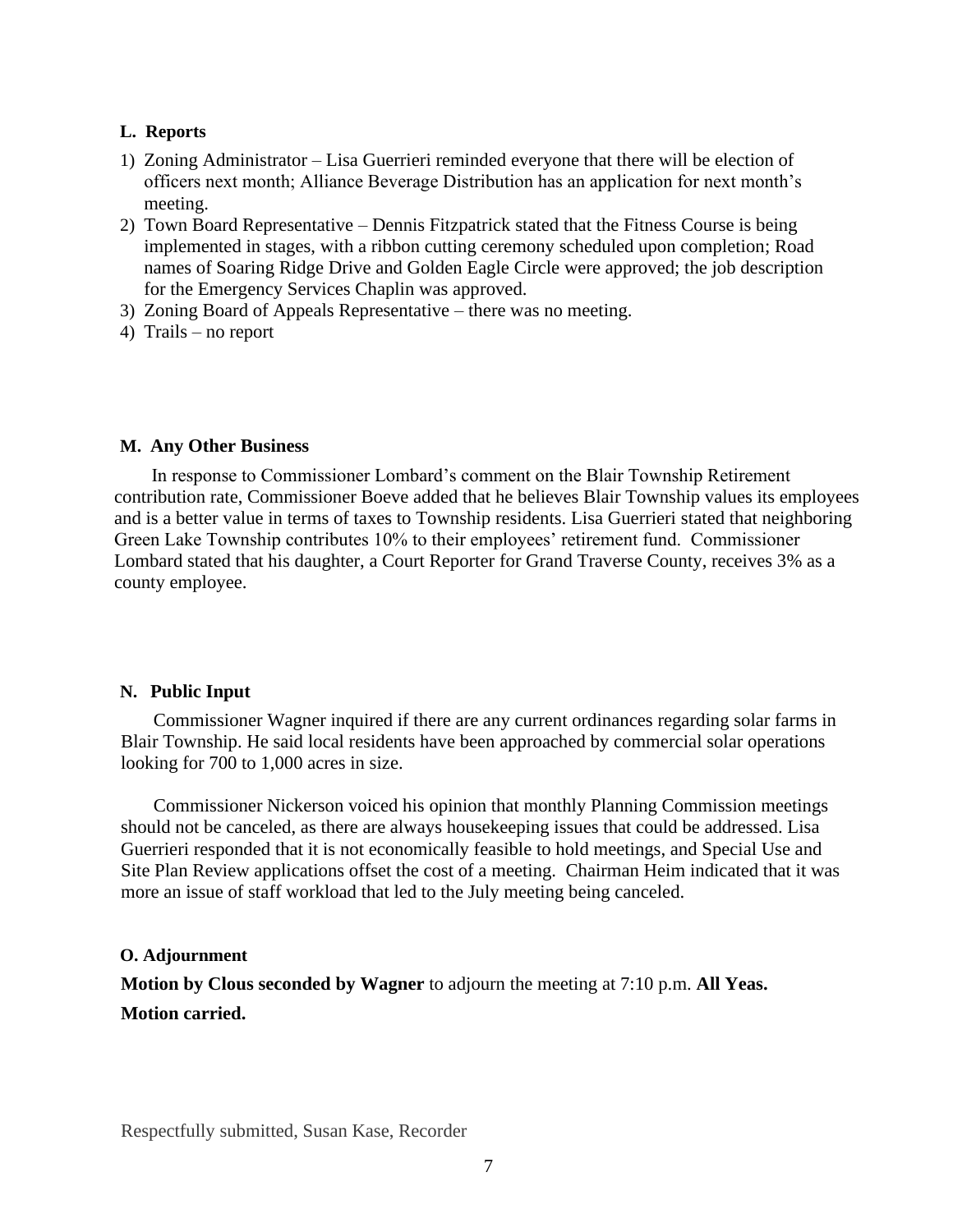**L. Reports**

1) Zoning Administrator – Lisa Guerrieri reminded everyone that there will be election of officers next month; Alliance Beverage Distribution has an application for next month's meeting.
2) Town Board Representative – Dennis Fitzpatrick stated that the Fitness Course is being implemented in stages, with a ribbon cutting ceremony scheduled upon completion; Road names of Soaring Ridge Drive and Golden Eagle Circle were approved; the job description for the Emergency Services Chaplin was approved.
3) Zoning Board of Appeals Representative – there was no meeting.
4) Trails – no report

**M. Any Other Business**

In response to Commissioner Lombard's comment on the Blair Township Retirement contribution rate, Commissioner Boeve added that he believes Blair Township values its employees and is a better value in terms of taxes to Township residents. Lisa Guerrieri stated that neighboring Green Lake Township contributes 10% to their employees' retirement fund. Commissioner Lombard stated that his daughter, a Court Reporter for Grand Traverse County, receives 3% as a county employee.

**N. Public Input**

Commissioner Wagner inquired if there are any current ordinances regarding solar farms in Blair Township. He said local residents have been approached by commercial solar operations looking for 700 to 1,000 acres in size.

Commissioner Nickerson voiced his opinion that monthly Planning Commission meetings should not be canceled, as there are always housekeeping issues that could be addressed. Lisa Guerrieri responded that it is not economically feasible to hold meetings, and Special Use and Site Plan Review applications offset the cost of a meeting. Chairman Heim indicated that it was more an issue of staff workload that led to the July meeting being canceled.

**O. Adjournment**

**Motion by Clous seconded by Wagner** to adjourn the meeting at 7:10 p.m. **All Yeas.**

**Motion carried.**

Respectfully submitted, Susan Kase, Recorder